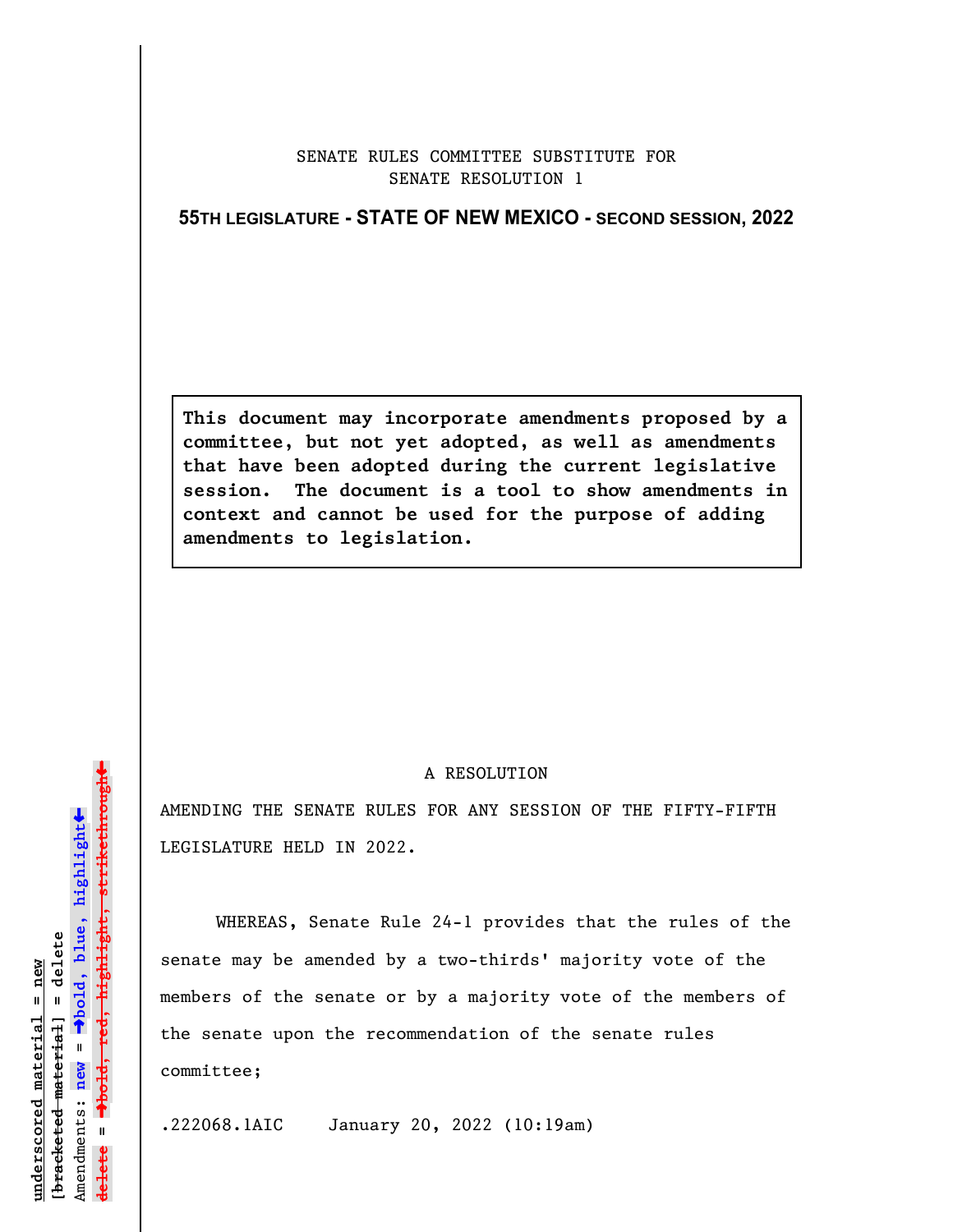SENATE RULES COMMITTEE SUBSTITUTE FOR
SENATE RESOLUTION 1

**55TH LEGISLATURE - STATE OF NEW MEXICO - SECOND SESSION, 2022**

**This document may incorporate amendments proposed by a committee, but not yet adopted, as well as amendments that have been adopted during the current legislative session. The document is a tool to show amendments in context and cannot be used for the purpose of adding amendments to legislation.**

A RESOLUTION

AMENDING THE SENATE RULES FOR ANY SESSION OF THE FIFTY-FIFTH LEGISLATURE HELD IN 2022.

WHEREAS, Senate Rule 24-1 provides that the rules of the senate may be amended by a two-thirds' majority vote of the members of the senate or by a majority vote of the members of the senate upon the recommendation of the senate rules committee;

.222068.1AIC January 20, 2022 (10:19am)

underscored material = new
[bracketed material] = delete
Amendments: new = →bold, blue, highlight←
delete = →bold, red, highlight, strikethrough←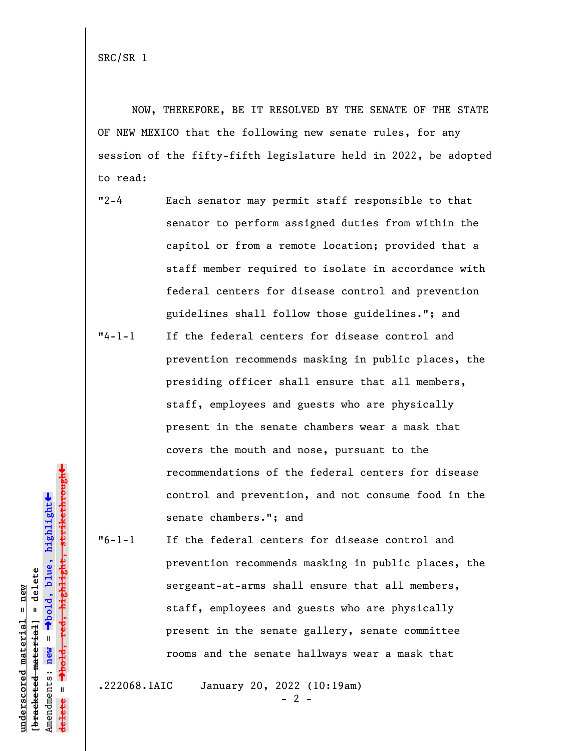SRC/SR 1

NOW, THEREFORE, BE IT RESOLVED BY THE SENATE OF THE STATE OF NEW MEXICO that the following new senate rules, for any session of the fifty-fifth legislature held in 2022, be adopted to read:

"2-4 Each senator may permit staff responsible to that senator to perform assigned duties from within the capitol or from a remote location; provided that a staff member required to isolate in accordance with federal centers for disease control and prevention guidelines shall follow those guidelines."; and

"4-1-1 If the federal centers for disease control and prevention recommends masking in public places, the presiding officer shall ensure that all members, staff, employees and guests who are physically present in the senate chambers wear a mask that covers the mouth and nose, pursuant to the recommendations of the federal centers for disease control and prevention, and not consume food in the senate chambers."; and

"6-1-1 If the federal centers for disease control and prevention recommends masking in public places, the sergeant-at-arms shall ensure that all members, staff, employees and guests who are physically present in the senate gallery, senate committee rooms and the senate hallways wear a mask that

.222068.1AIC January 20, 2022 (10:19am)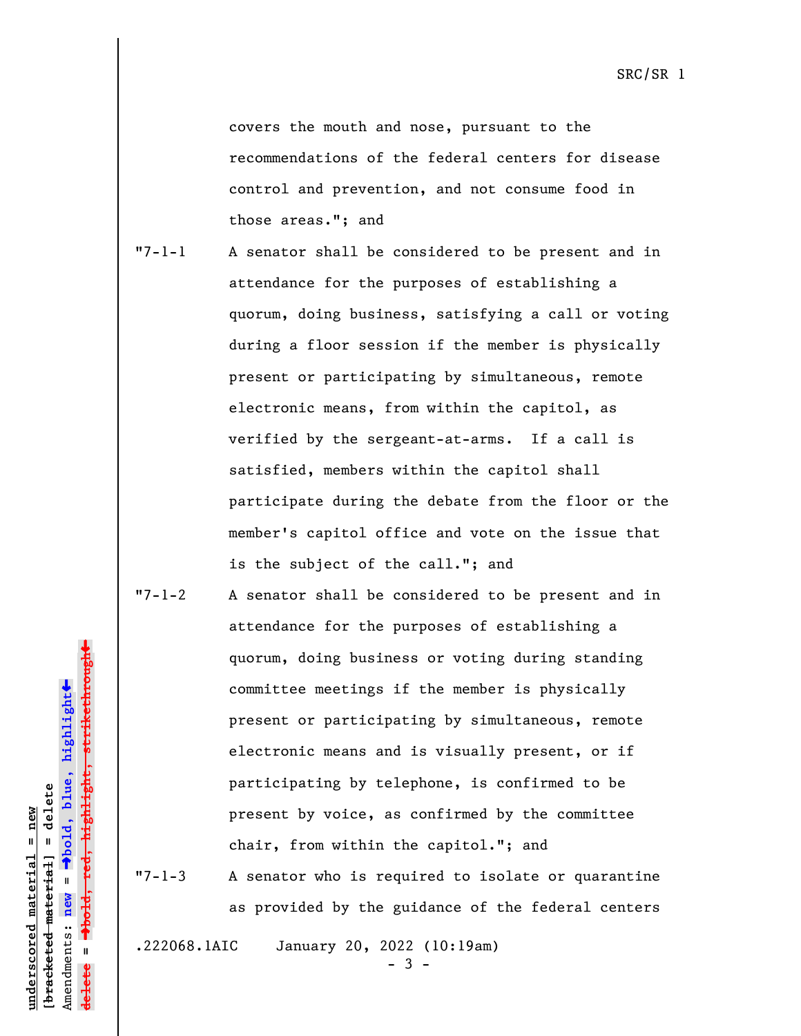covers the mouth and nose, pursuant to the recommendations of the federal centers for disease control and prevention, and not consume food in those areas."; and

"7-1-1 A senator shall be considered to be present and in attendance for the purposes of establishing a quorum, doing business, satisfying a call or voting during a floor session if the member is physically present or participating by simultaneous, remote electronic means, from within the capitol, as verified by the sergeant-at-arms. If a call is satisfied, members within the capitol shall participate during the debate from the floor or the member's capitol office and vote on the issue that is the subject of the call."; and

"7-1-2 A senator shall be considered to be present and in attendance for the purposes of establishing a quorum, doing business or voting during standing committee meetings if the member is physically present or participating by simultaneous, remote electronic means and is visually present, or if participating by telephone, is confirmed to be present by voice, as confirmed by the committee chair, from within the capitol."; and

"7-1-3 A senator who is required to isolate or quarantine as provided by the guidance of the federal centers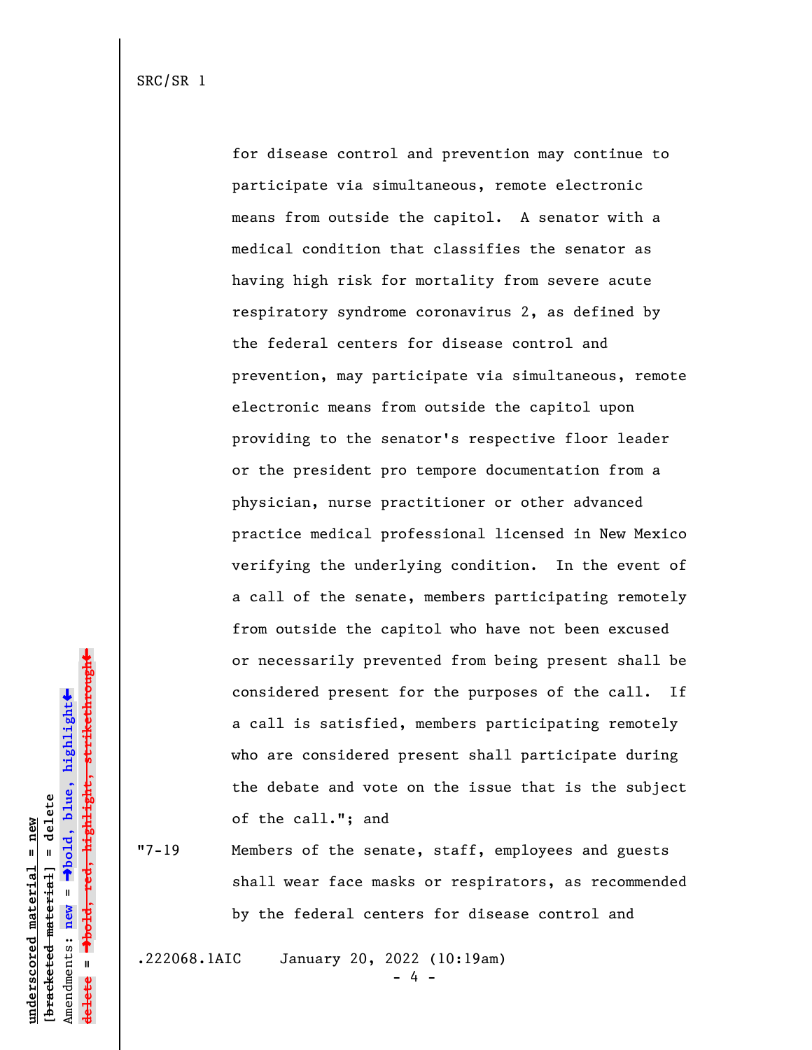for disease control and prevention may continue to participate via simultaneous, remote electronic means from outside the capitol. A senator with a medical condition that classifies the senator as having high risk for mortality from severe acute respiratory syndrome coronavirus 2, as defined by the federal centers for disease control and prevention, may participate via simultaneous, remote electronic means from outside the capitol upon providing to the senator's respective floor leader or the president pro tempore documentation from a physician, nurse practitioner or other advanced practice medical professional licensed in New Mexico verifying the underlying condition. In the event of a call of the senate, members participating remotely from outside the capitol who have not been excused or necessarily prevented from being present shall be considered present for the purposes of the call. If a call is satisfied, members participating remotely who are considered present shall participate during the debate and vote on the issue that is the subject of the call."; and

"7-19 Members of the senate, staff, employees and guests shall wear face masks or respirators, as recommended by the federal centers for disease control and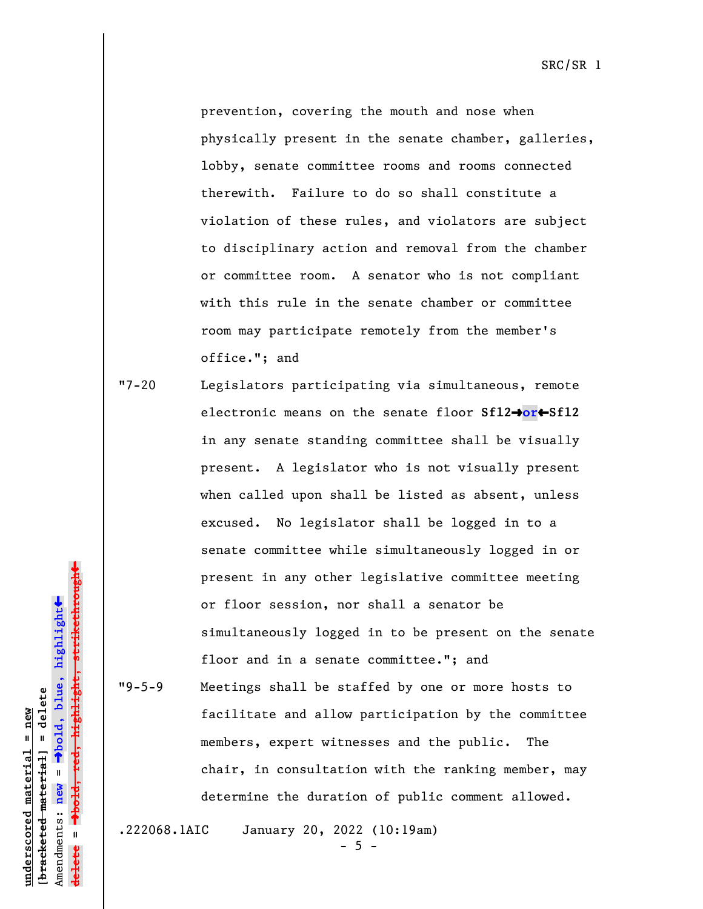prevention, covering the mouth and nose when physically present in the senate chamber, galleries, lobby, senate committee rooms and rooms connected therewith. Failure to do so shall constitute a violation of these rules, and violators are subject to disciplinary action and removal from the chamber or committee room. A senator who is not compliant with this rule in the senate chamber or committee room may participate remotely from the member's office."; and

"7-20 Legislators participating via simultaneous, remote electronic means on the senate floor **Sfl2→or←Sfl2** in any senate standing committee shall be visually present. A legislator who is not visually present when called upon shall be listed as absent, unless excused. No legislator shall be logged in to a senate committee while simultaneously logged in or present in any other legislative committee meeting or floor session, nor shall a senator be simultaneously logged in to be present on the senate floor and in a senate committee."; and

"9-5-9 Meetings shall be staffed by one or more hosts to facilitate and allow participation by the committee members, expert witnesses and the public. The chair, in consultation with the ranking member, may determine the duration of public comment allowed.

.222068.1AIC January 20, 2022 (10:19am)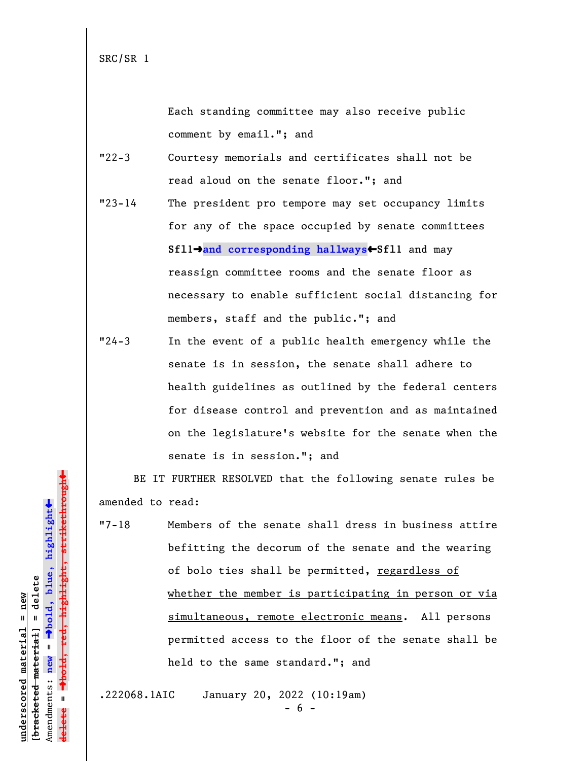Each standing committee may also receive public comment by email."; and

"22-3 Courtesy memorials and certificates shall not be read aloud on the senate floor."; and

"23-14 The president pro tempore may set occupancy limits for any of the space occupied by senate committees **Sfl1➔and corresponding hallways⬅Sfl1** and may reassign committee rooms and the senate floor as necessary to enable sufficient social distancing for members, staff and the public."; and

"24-3 In the event of a public health emergency while the senate is in session, the senate shall adhere to health guidelines as outlined by the federal centers for disease control and prevention and as maintained on the legislature's website for the senate when the senate is in session."; and

BE IT FURTHER RESOLVED that the following senate rules be amended to read:

"7-18 Members of the senate shall dress in business attire befitting the decorum of the senate and the wearing of bolo ties shall be permitted, <u>regardless of whether the member is participating in person or via simultaneous, remote electronic means</u>. All persons permitted access to the floor of the senate shall be held to the same standard."; and

.222068.1AIC January 20, 2022 (10:19am)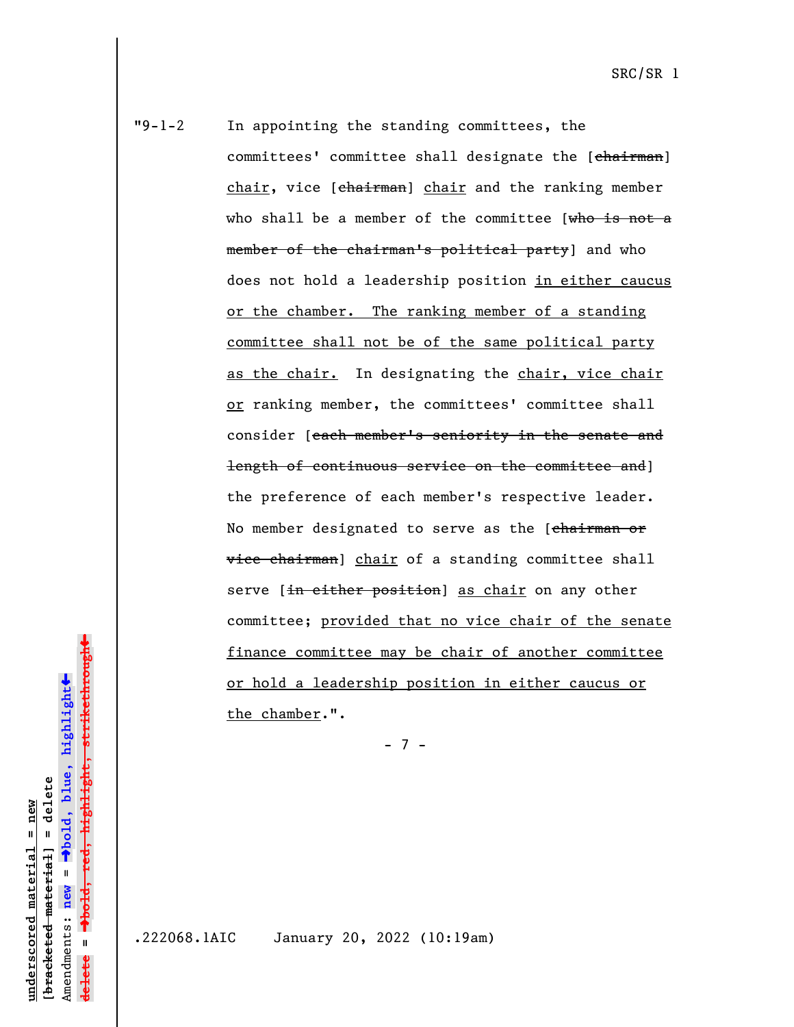"9-1-2 In appointing the standing committees, the committees' committee shall designate the [~~chairman~~] <u>chair</u>, vice [~~chairman~~] <u>chair</u> and the ranking member who shall be a member of the committee [~~who is not a member of the chairman's political party~~] and who does not hold a leadership position <u>in either caucus or the chamber. The ranking member of a standing committee shall not be of the same political party as the chair.</u> In designating the <u>chair, vice chair or</u> ranking member, the committees' committee shall consider [~~each member's seniority in the senate and length of continuous service on the committee and~~] the preference of each member's respective leader. No member designated to serve as the [~~chairman or vice chairman~~] <u>chair</u> of a standing committee shall serve [~~in either position~~] <u>as chair</u> on any other committee; <u>provided that no vice chair of the senate finance committee may be chair of another committee or hold a leadership position in either caucus or the chamber</u>.".

.222068.1AIC January 20, 2022 (10:19am)